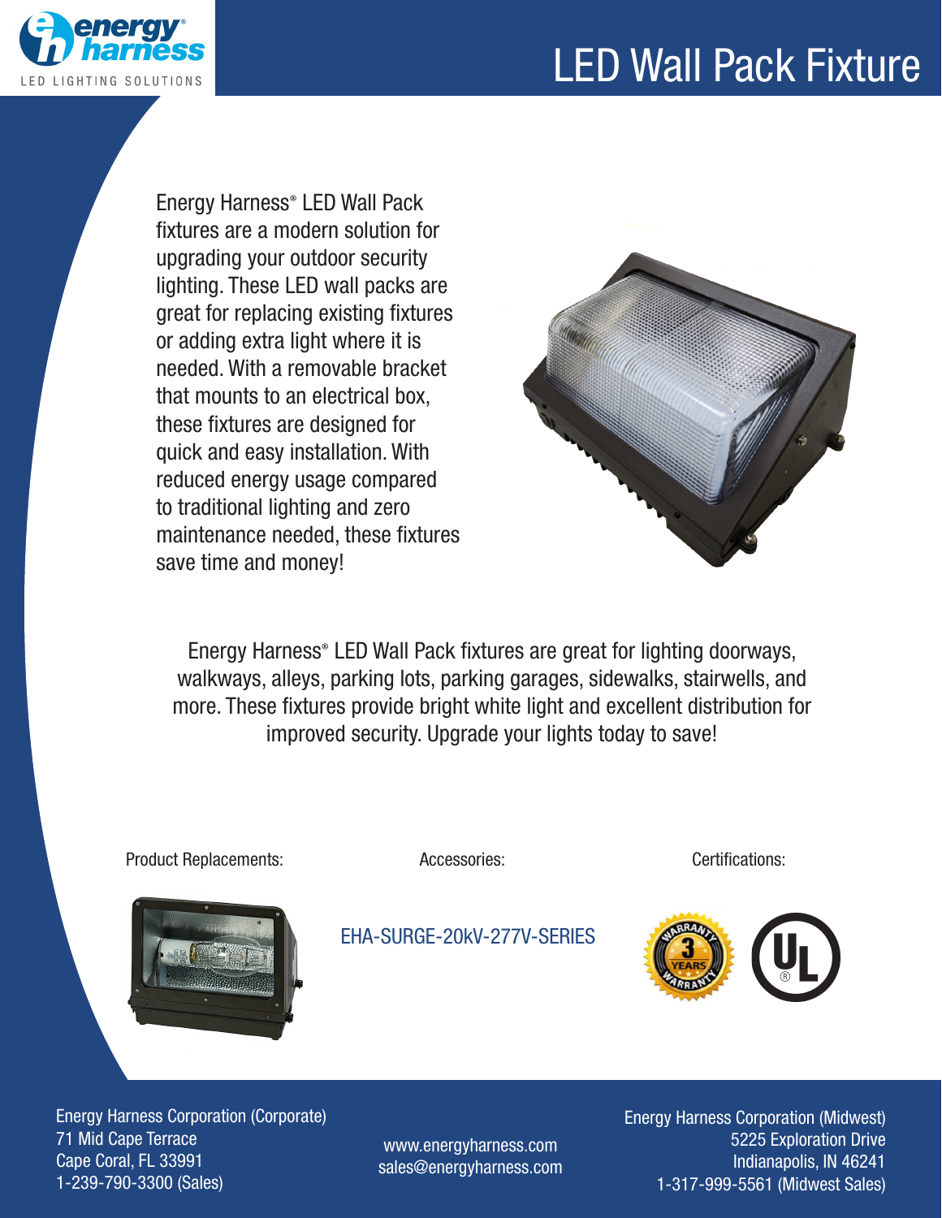# LED Wall Pack Fixture

Energy Harness® LED Wall Pack fixtures are a modern solution for upgrading your outdoor security lighting. These LED wall packs are great for replacing existing fixtures or adding extra light where it is needed. With a removable bracket that mounts to an electrical box, these fixtures are designed for quick and easy installation. With reduced energy usage compared to traditional lighting and zero maintenance needed, these fixtures save time and money!

Energy Harness® LED Wall Pack fixtures are great for lighting doorways, walkways, alleys, parking lots, parking garages, sidewalks, stairwells, and more. These fixtures provide bright white light and excellent distribution for improved security. Upgrade your lights today to save!

Product Replacements:

Accessories:

EHA-SURGE-20kV-277V-SERIES

Certifications:

Energy Harness Corporation (Corporate)
71 Mid Cape Terrace
Cape Coral, FL 33991
1-239-790-3300 (Sales)

www.energyharness.com
sales@energyharness.com

Energy Harness Corporation (Midwest)
5225 Exploration Drive
Indianapolis, IN 46241
1-317-999-5561 (Midwest Sales)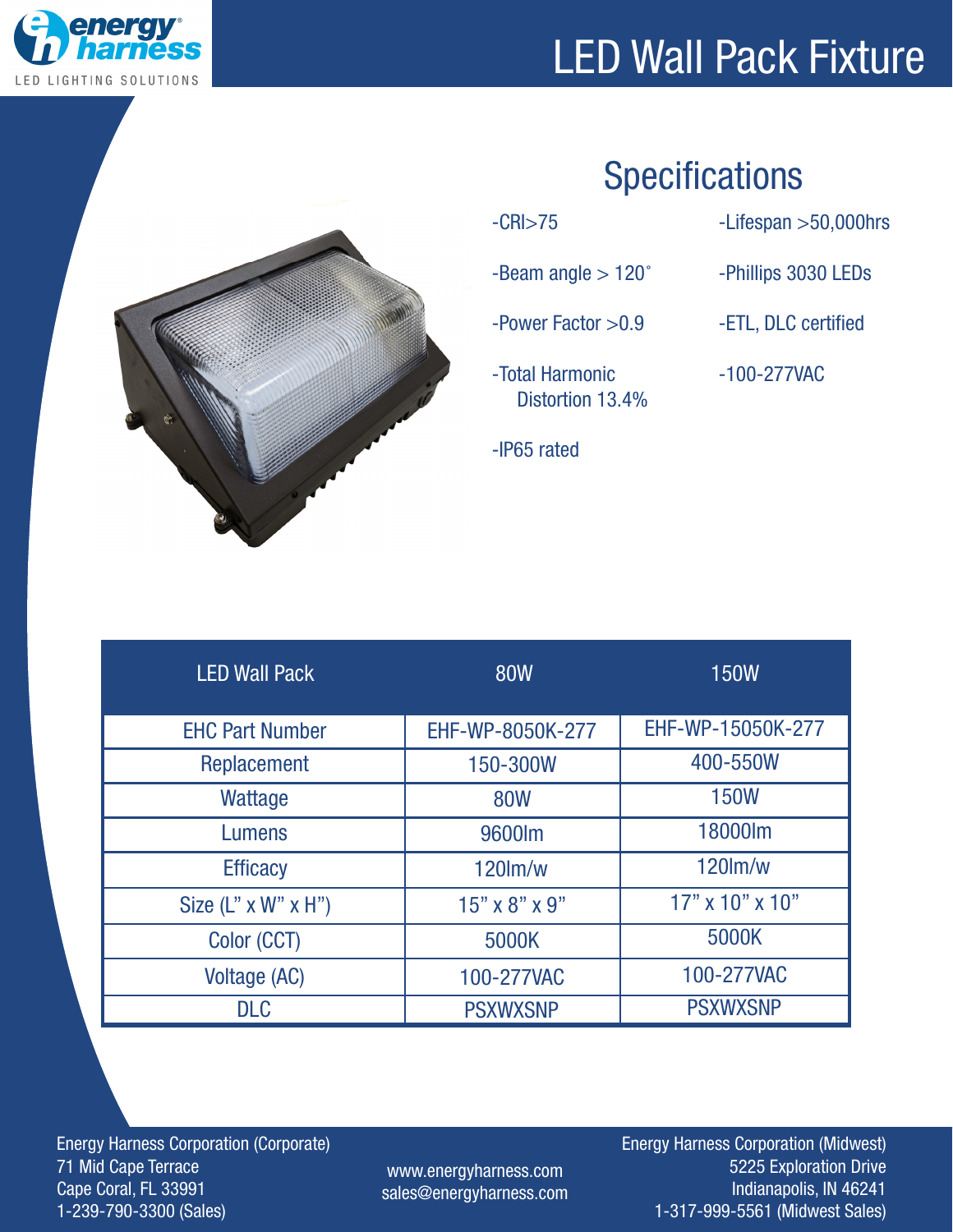energy harness

LED LIGHTING SOLUTIONS

# LED Wall Pack Fixture

## Specifications

- -CRI>75
- -Beam angle > 120˚
- -Power Factor >0.9
- -Total Harmonic Distortion 13.4%
- -IP65 rated
- -Lifespan >50,000hrs
- -Phillips 3030 LEDs
- -ETL, DLC certified
- -100-277VAC

| LED Wall Pack | 80W | 150W |
|---|---|---|
| EHC Part Number | EHF-WP-8050K-277 | EHF-WP-15050K-277 |
| Replacement | 150-300W | 400-550W |
| Wattage | 80W | 150W |
| Lumens | 9600lm | 18000lm |
| Efficacy | 120lm/w | 120lm/w |
| Size (L" x W" x H") | 15" x 8" x 9" | 17" x 10" x 10" |
| Color (CCT) | 5000K | 5000K |
| Voltage (AC) | 100-277VAC | 100-277VAC |
| DLC | PSXWXSNP | PSXWXSNP |

Energy Harness Corporation (Corporate)
71 Mid Cape Terrace
Cape Coral, FL 33991
1-239-790-3300 (Sales)

www.energyharness.com
sales@energyharness.com

Energy Harness Corporation (Midwest)
5225 Exploration Drive
Indianapolis, IN 46241
1-317-999-5561 (Midwest Sales)